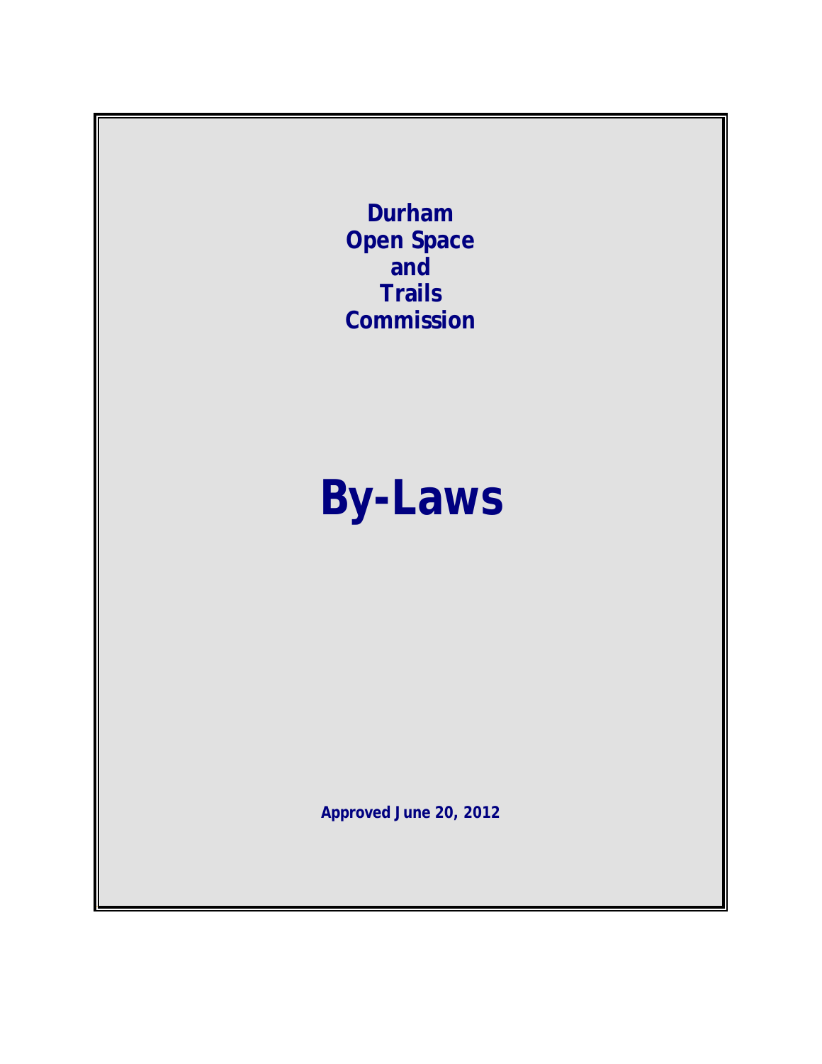# Durham Open Space and Trails Commission

# By-Laws

**Approved June 20, 2012**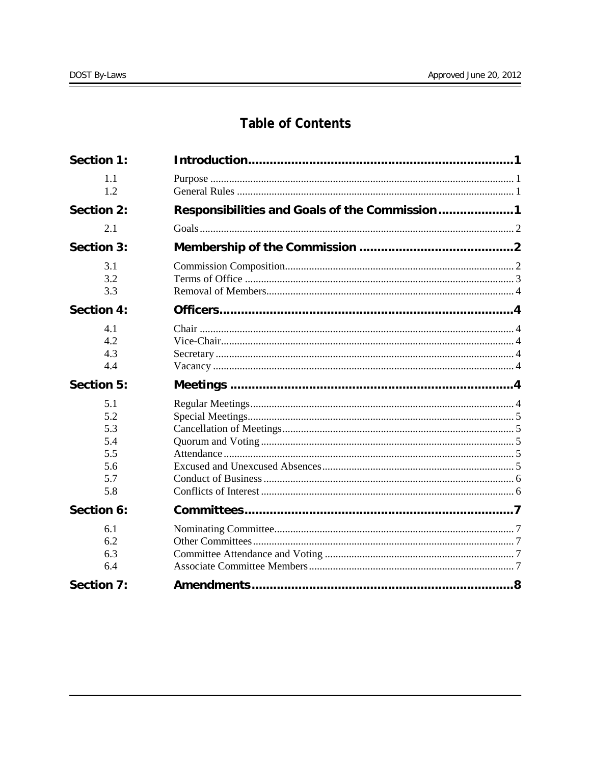# Table of Contents

| | | |
|---|---|---|
| **Section 1:** | **Introduction** | **1** |
| 1.1 | Purpose | 1 |
| 1.2 | General Rules | 1 |
| **Section 2:** | **Responsibilities and Goals of the Commission** | **1** |
| 2.1 | Goals | 2 |
| **Section 3:** | **Membership of the Commission** | **2** |
| 3.1 | Commission Composition | 2 |
| 3.2 | Terms of Office | 3 |
| 3.3 | Removal of Members | 4 |
| **Section 4:** | **Officers** | **4** |
| 4.1 | Chair | 4 |
| 4.2 | Vice-Chair | 4 |
| 4.3 | Secretary | 4 |
| 4.4 | Vacancy | 4 |
| **Section 5:** | **Meetings** | **4** |
| 5.1 | Regular Meetings | 4 |
| 5.2 | Special Meetings | 5 |
| 5.3 | Cancellation of Meetings | 5 |
| 5.4 | Quorum and Voting | 5 |
| 5.5 | Attendance | 5 |
| 5.6 | Excused and Unexcused Absences | 5 |
| 5.7 | Conduct of Business | 6 |
| 5.8 | Conflicts of Interest | 6 |
| **Section 6:** | **Committees** | **7** |
| 6.1 | Nominating Committee | 7 |
| 6.2 | Other Committees | 7 |
| 6.3 | Committee Attendance and Voting | 7 |
| 6.4 | Associate Committee Members | 7 |
| **Section 7:** | **Amendments** | **8** |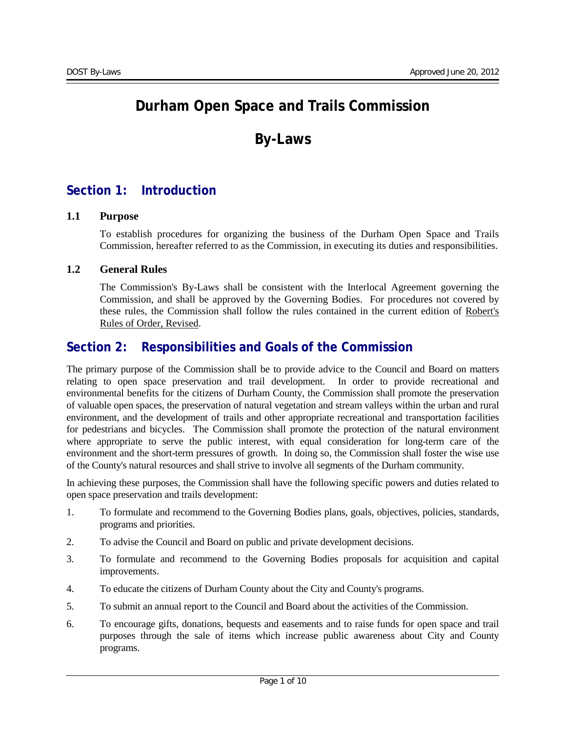# Durham Open Space and Trails Commission

# By-Laws

## Section 1: Introduction

### 1.1 Purpose

To establish procedures for organizing the business of the Durham Open Space and Trails Commission, hereafter referred to as the Commission, in executing its duties and responsibilities.

### 1.2 General Rules

The Commission's By-Laws shall be consistent with the Interlocal Agreement governing the Commission, and shall be approved by the Governing Bodies. For procedures not covered by these rules, the Commission shall follow the rules contained in the current edition of Robert's Rules of Order, Revised.

## Section 2: Responsibilities and Goals of the Commission

The primary purpose of the Commission shall be to provide advice to the Council and Board on matters relating to open space preservation and trail development. In order to provide recreational and environmental benefits for the citizens of Durham County, the Commission shall promote the preservation of valuable open spaces, the preservation of natural vegetation and stream valleys within the urban and rural environment, and the development of trails and other appropriate recreational and transportation facilities for pedestrians and bicycles. The Commission shall promote the protection of the natural environment where appropriate to serve the public interest, with equal consideration for long-term care of the environment and the short-term pressures of growth. In doing so, the Commission shall foster the wise use of the County's natural resources and shall strive to involve all segments of the Durham community.

In achieving these purposes, the Commission shall have the following specific powers and duties related to open space preservation and trails development:

1. To formulate and recommend to the Governing Bodies plans, goals, objectives, policies, standards, programs and priorities.
2. To advise the Council and Board on public and private development decisions.
3. To formulate and recommend to the Governing Bodies proposals for acquisition and capital improvements.
4. To educate the citizens of Durham County about the City and County's programs.
5. To submit an annual report to the Council and Board about the activities of the Commission.
6. To encourage gifts, donations, bequests and easements and to raise funds for open space and trail purposes through the sale of items which increase public awareness about City and County programs.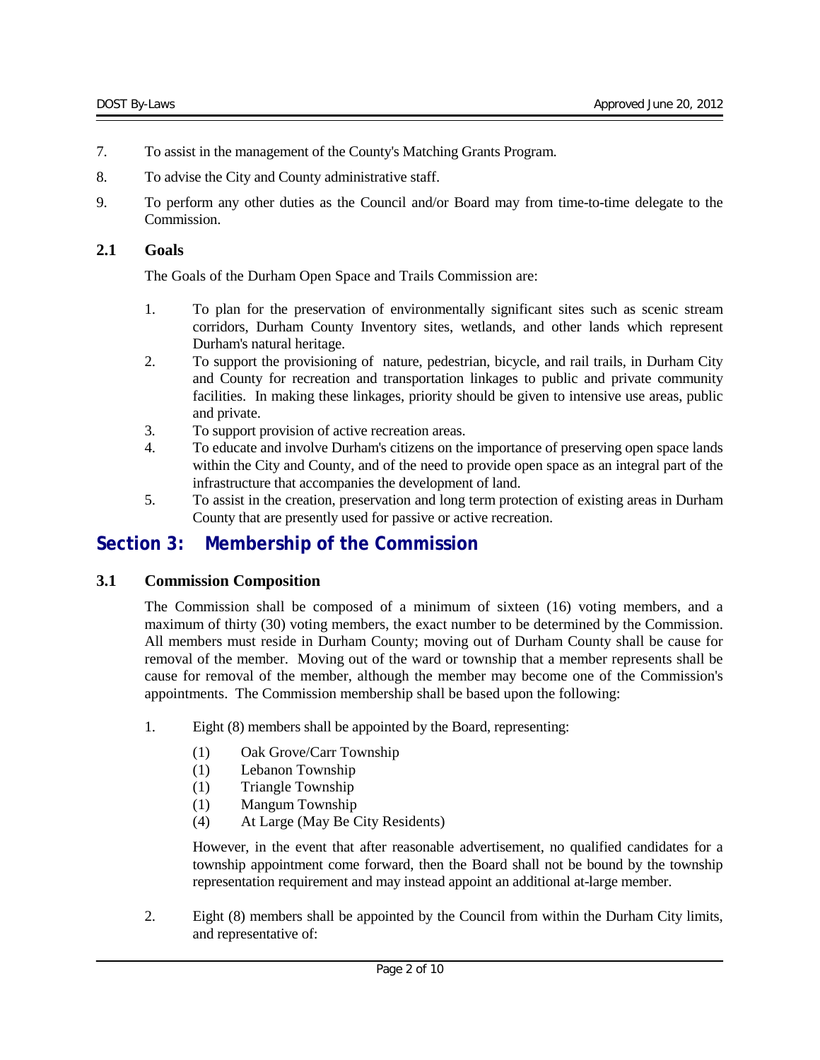7. To assist in the management of the County's Matching Grants Program.

8. To advise the City and County administrative staff.

9. To perform any other duties as the Council and/or Board may from time-to-time delegate to the Commission.

### 2.1 Goals

The Goals of the Durham Open Space and Trails Commission are:

1. To plan for the preservation of environmentally significant sites such as scenic stream corridors, Durham County Inventory sites, wetlands, and other lands which represent Durham's natural heritage.
2. To support the provisioning of nature, pedestrian, bicycle, and rail trails, in Durham City and County for recreation and transportation linkages to public and private community facilities. In making these linkages, priority should be given to intensive use areas, public and private.
3. To support provision of active recreation areas.
4. To educate and involve Durham's citizens on the importance of preserving open space lands within the City and County, and of the need to provide open space as an integral part of the infrastructure that accompanies the development of land.
5. To assist in the creation, preservation and long term protection of existing areas in Durham County that are presently used for passive or active recreation.

## Section 3: Membership of the Commission

### 3.1 Commission Composition

The Commission shall be composed of a minimum of sixteen (16) voting members, and a maximum of thirty (30) voting members, the exact number to be determined by the Commission. All members must reside in Durham County; moving out of Durham County shall be cause for removal of the member. Moving out of the ward or township that a member represents shall be cause for removal of the member, although the member may become one of the Commission's appointments. The Commission membership shall be based upon the following:

1. Eight (8) members shall be appointed by the Board, representing:

   (1) Oak Grove/Carr Township
   (1) Lebanon Township
   (1) Triangle Township
   (1) Mangum Township
   (4) At Large (May Be City Residents)

   However, in the event that after reasonable advertisement, no qualified candidates for a township appointment come forward, then the Board shall not be bound by the township representation requirement and may instead appoint an additional at-large member.

2. Eight (8) members shall be appointed by the Council from within the Durham City limits, and representative of: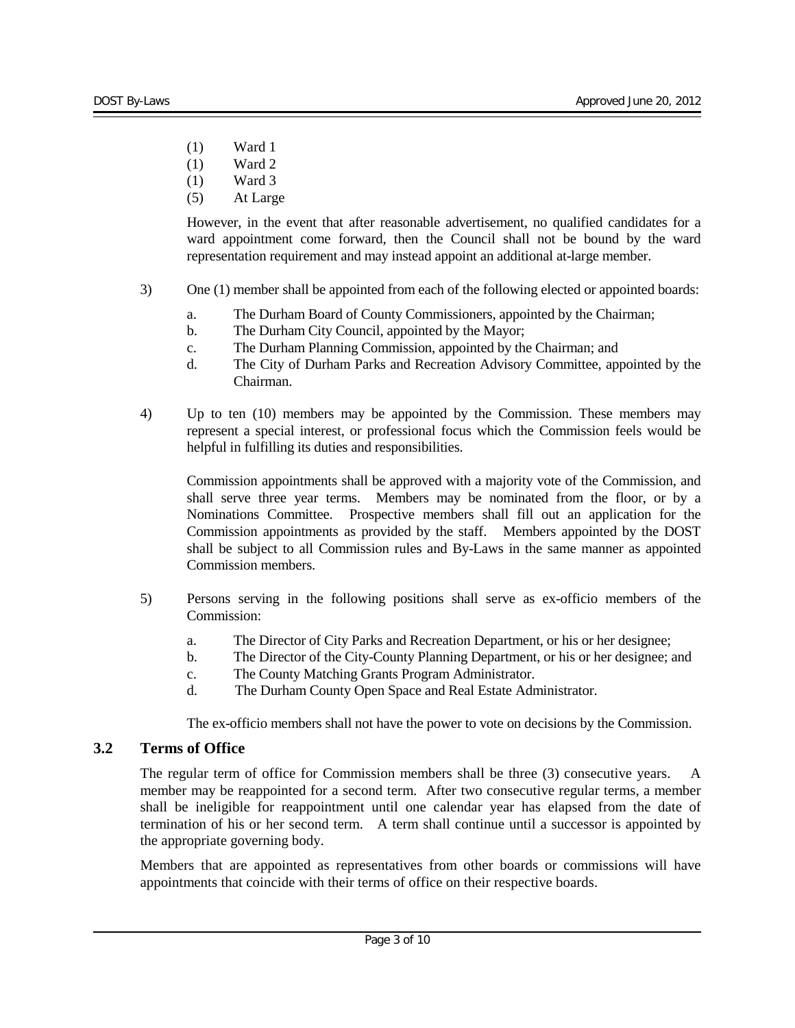(1) Ward 1
(1) Ward 2
(1) Ward 3
(5) At Large

However, in the event that after reasonable advertisement, no qualified candidates for a ward appointment come forward, then the Council shall not be bound by the ward representation requirement and may instead appoint an additional at-large member.

3) One (1) member shall be appointed from each of the following elected or appointed boards:

   a. The Durham Board of County Commissioners, appointed by the Chairman;
   b. The Durham City Council, appointed by the Mayor;
   c. The Durham Planning Commission, appointed by the Chairman; and
   d. The City of Durham Parks and Recreation Advisory Committee, appointed by the Chairman.

4) Up to ten (10) members may be appointed by the Commission. These members may represent a special interest, or professional focus which the Commission feels would be helpful in fulfilling its duties and responsibilities.

   Commission appointments shall be approved with a majority vote of the Commission, and shall serve three year terms. Members may be nominated from the floor, or by a Nominations Committee. Prospective members shall fill out an application for the Commission appointments as provided by the staff. Members appointed by the DOST shall be subject to all Commission rules and By-Laws in the same manner as appointed Commission members.

5) Persons serving in the following positions shall serve as ex-officio members of the Commission:

   a. The Director of City Parks and Recreation Department, or his or her designee;
   b. The Director of the City-County Planning Department, or his or her designee; and
   c. The County Matching Grants Program Administrator.
   d. The Durham County Open Space and Real Estate Administrator.

   The ex-officio members shall not have the power to vote on decisions by the Commission.

### 3.2 Terms of Office

The regular term of office for Commission members shall be three (3) consecutive years. A member may be reappointed for a second term. After two consecutive regular terms, a member shall be ineligible for reappointment until one calendar year has elapsed from the date of termination of his or her second term. A term shall continue until a successor is appointed by the appropriate governing body.

Members that are appointed as representatives from other boards or commissions will have appointments that coincide with their terms of office on their respective boards.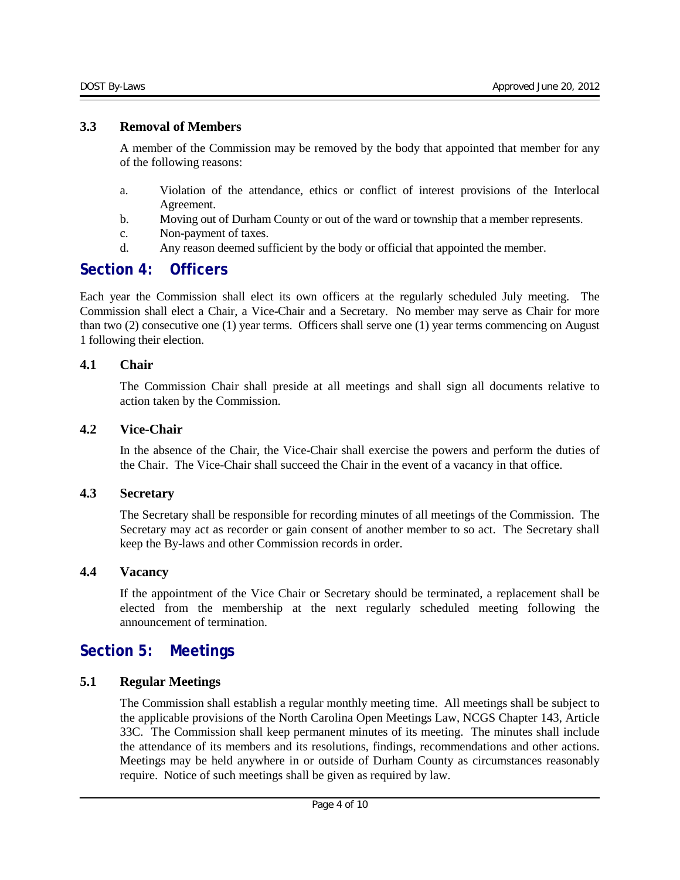### 3.3 Removal of Members

A member of the Commission may be removed by the body that appointed that member for any of the following reasons:

a. Violation of the attendance, ethics or conflict of interest provisions of the Interlocal Agreement.
b. Moving out of Durham County or out of the ward or township that a member represents.
c. Non-payment of taxes.
d. Any reason deemed sufficient by the body or official that appointed the member.

## Section 4: Officers

Each year the Commission shall elect its own officers at the regularly scheduled July meeting. The Commission shall elect a Chair, a Vice-Chair and a Secretary. No member may serve as Chair for more than two (2) consecutive one (1) year terms. Officers shall serve one (1) year terms commencing on August 1 following their election.

### 4.1 Chair

The Commission Chair shall preside at all meetings and shall sign all documents relative to action taken by the Commission.

### 4.2 Vice-Chair

In the absence of the Chair, the Vice-Chair shall exercise the powers and perform the duties of the Chair. The Vice-Chair shall succeed the Chair in the event of a vacancy in that office.

### 4.3 Secretary

The Secretary shall be responsible for recording minutes of all meetings of the Commission. The Secretary may act as recorder or gain consent of another member to so act. The Secretary shall keep the By-laws and other Commission records in order.

### 4.4 Vacancy

If the appointment of the Vice Chair or Secretary should be terminated, a replacement shall be elected from the membership at the next regularly scheduled meeting following the announcement of termination.

## Section 5: Meetings

### 5.1 Regular Meetings

The Commission shall establish a regular monthly meeting time. All meetings shall be subject to the applicable provisions of the North Carolina Open Meetings Law, NCGS Chapter 143, Article 33C. The Commission shall keep permanent minutes of its meeting. The minutes shall include the attendance of its members and its resolutions, findings, recommendations and other actions. Meetings may be held anywhere in or outside of Durham County as circumstances reasonably require. Notice of such meetings shall be given as required by law.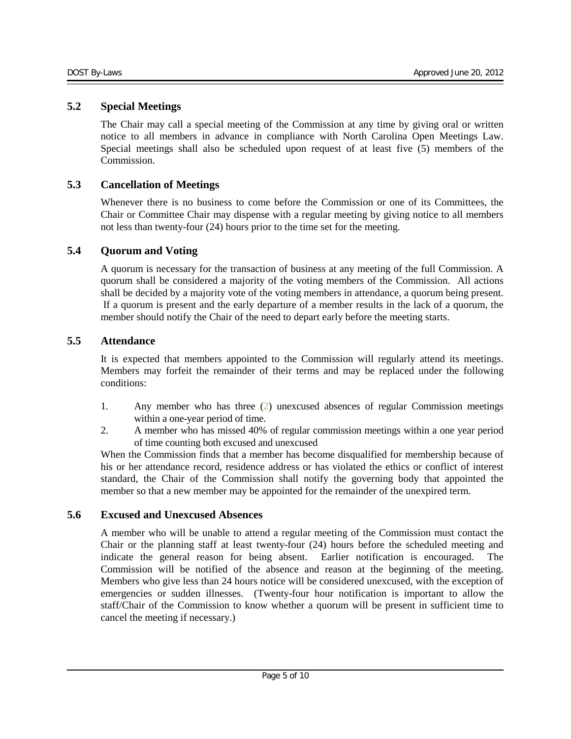## 5.2 Special Meetings

The Chair may call a special meeting of the Commission at any time by giving oral or written notice to all members in advance in compliance with North Carolina Open Meetings Law. Special meetings shall also be scheduled upon request of at least five (5) members of the Commission.

## 5.3 Cancellation of Meetings

Whenever there is no business to come before the Commission or one of its Committees, the Chair or Committee Chair may dispense with a regular meeting by giving notice to all members not less than twenty-four (24) hours prior to the time set for the meeting.

## 5.4 Quorum and Voting

A quorum is necessary for the transaction of business at any meeting of the full Commission. A quorum shall be considered a majority of the voting members of the Commission. All actions shall be decided by a majority vote of the voting members in attendance, a quorum being present. If a quorum is present and the early departure of a member results in the lack of a quorum, the member should notify the Chair of the need to depart early before the meeting starts.

## 5.5 Attendance

It is expected that members appointed to the Commission will regularly attend its meetings. Members may forfeit the remainder of their terms and may be replaced under the following conditions:

1. Any member who has three (2) unexcused absences of regular Commission meetings within a one-year period of time.
2. A member who has missed 40% of regular commission meetings within a one year period of time counting both excused and unexcused

When the Commission finds that a member has become disqualified for membership because of his or her attendance record, residence address or has violated the ethics or conflict of interest standard, the Chair of the Commission shall notify the governing body that appointed the member so that a new member may be appointed for the remainder of the unexpired term.

## 5.6 Excused and Unexcused Absences

A member who will be unable to attend a regular meeting of the Commission must contact the Chair or the planning staff at least twenty-four (24) hours before the scheduled meeting and indicate the general reason for being absent. Earlier notification is encouraged. The Commission will be notified of the absence and reason at the beginning of the meeting. Members who give less than 24 hours notice will be considered unexcused, with the exception of emergencies or sudden illnesses. (Twenty-four hour notification is important to allow the staff/Chair of the Commission to know whether a quorum will be present in sufficient time to cancel the meeting if necessary.)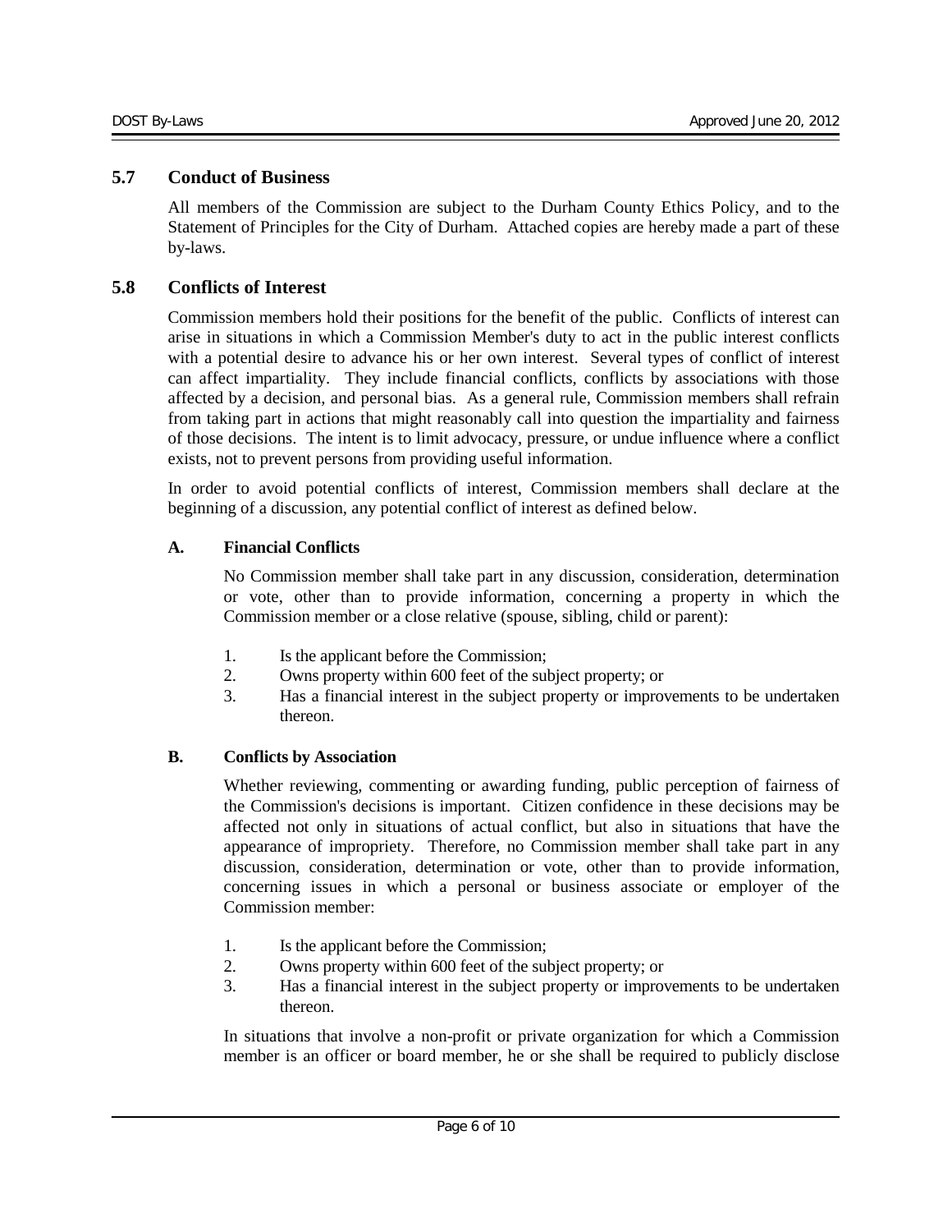## 5.7 Conduct of Business

All members of the Commission are subject to the Durham County Ethics Policy, and to the Statement of Principles for the City of Durham. Attached copies are hereby made a part of these by-laws.

## 5.8 Conflicts of Interest

Commission members hold their positions for the benefit of the public. Conflicts of interest can arise in situations in which a Commission Member's duty to act in the public interest conflicts with a potential desire to advance his or her own interest. Several types of conflict of interest can affect impartiality. They include financial conflicts, conflicts by associations with those affected by a decision, and personal bias. As a general rule, Commission members shall refrain from taking part in actions that might reasonably call into question the impartiality and fairness of those decisions. The intent is to limit advocacy, pressure, or undue influence where a conflict exists, not to prevent persons from providing useful information.

In order to avoid potential conflicts of interest, Commission members shall declare at the beginning of a discussion, any potential conflict of interest as defined below.

### A. Financial Conflicts

No Commission member shall take part in any discussion, consideration, determination or vote, other than to provide information, concerning a property in which the Commission member or a close relative (spouse, sibling, child or parent):

1. Is the applicant before the Commission;
2. Owns property within 600 feet of the subject property; or
3. Has a financial interest in the subject property or improvements to be undertaken thereon.

### B. Conflicts by Association

Whether reviewing, commenting or awarding funding, public perception of fairness of the Commission's decisions is important. Citizen confidence in these decisions may be affected not only in situations of actual conflict, but also in situations that have the appearance of impropriety. Therefore, no Commission member shall take part in any discussion, consideration, determination or vote, other than to provide information, concerning issues in which a personal or business associate or employer of the Commission member:

1. Is the applicant before the Commission;
2. Owns property within 600 feet of the subject property; or
3. Has a financial interest in the subject property or improvements to be undertaken thereon.

In situations that involve a non-profit or private organization for which a Commission member is an officer or board member, he or she shall be required to publicly disclose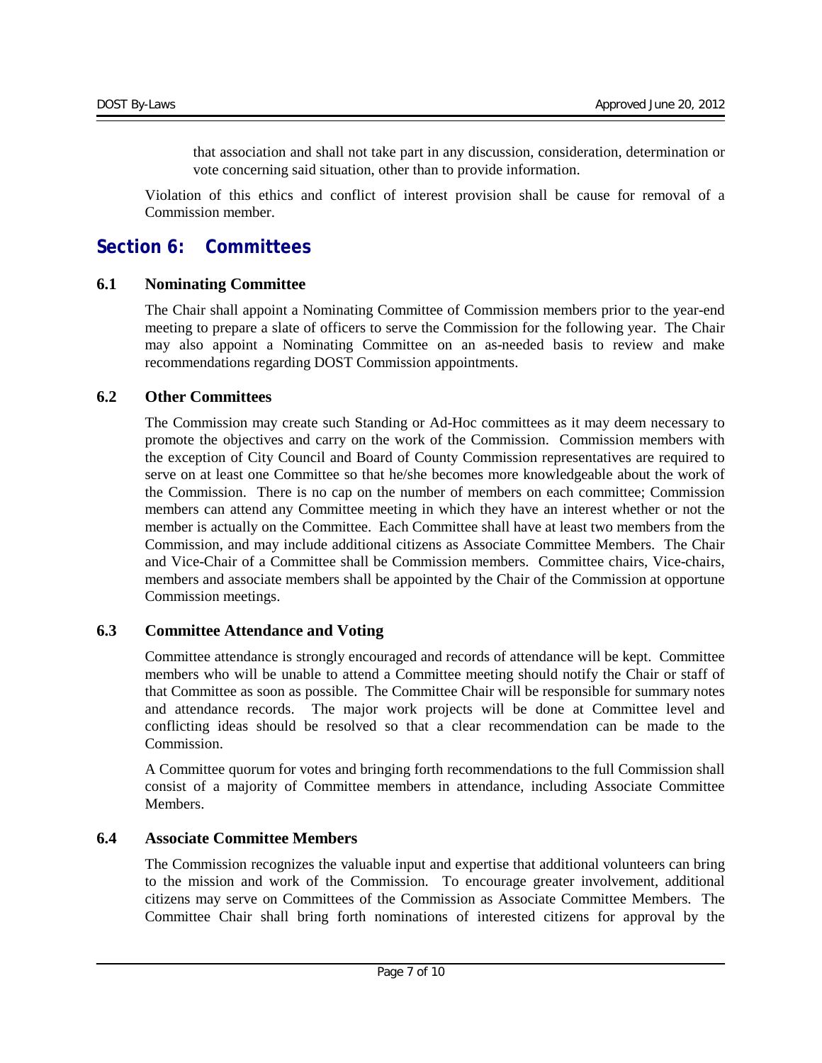that association and shall not take part in any discussion, consideration, determination or vote concerning said situation, other than to provide information.

Violation of this ethics and conflict of interest provision shall be cause for removal of a Commission member.

## Section 6: Committees

### 6.1 Nominating Committee

The Chair shall appoint a Nominating Committee of Commission members prior to the year-end meeting to prepare a slate of officers to serve the Commission for the following year. The Chair may also appoint a Nominating Committee on an as-needed basis to review and make recommendations regarding DOST Commission appointments.

### 6.2 Other Committees

The Commission may create such Standing or Ad-Hoc committees as it may deem necessary to promote the objectives and carry on the work of the Commission. Commission members with the exception of City Council and Board of County Commission representatives are required to serve on at least one Committee so that he/she becomes more knowledgeable about the work of the Commission. There is no cap on the number of members on each committee; Commission members can attend any Committee meeting in which they have an interest whether or not the member is actually on the Committee. Each Committee shall have at least two members from the Commission, and may include additional citizens as Associate Committee Members. The Chair and Vice-Chair of a Committee shall be Commission members. Committee chairs, Vice-chairs, members and associate members shall be appointed by the Chair of the Commission at opportune Commission meetings.

### 6.3 Committee Attendance and Voting

Committee attendance is strongly encouraged and records of attendance will be kept. Committee members who will be unable to attend a Committee meeting should notify the Chair or staff of that Committee as soon as possible. The Committee Chair will be responsible for summary notes and attendance records. The major work projects will be done at Committee level and conflicting ideas should be resolved so that a clear recommendation can be made to the Commission.

A Committee quorum for votes and bringing forth recommendations to the full Commission shall consist of a majority of Committee members in attendance, including Associate Committee Members.

### 6.4 Associate Committee Members

The Commission recognizes the valuable input and expertise that additional volunteers can bring to the mission and work of the Commission. To encourage greater involvement, additional citizens may serve on Committees of the Commission as Associate Committee Members. The Committee Chair shall bring forth nominations of interested citizens for approval by the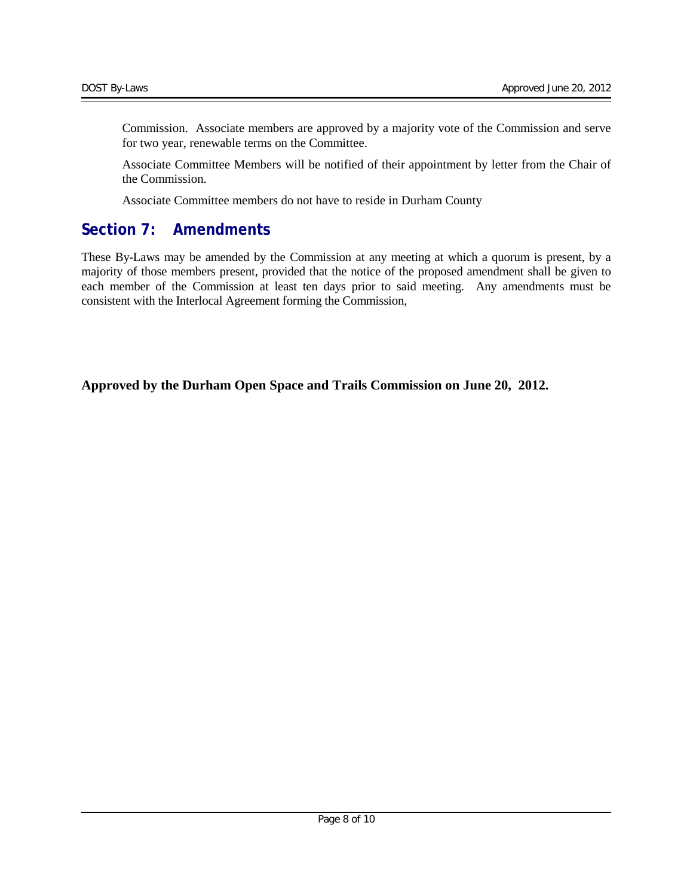Commission. Associate members are approved by a majority vote of the Commission and serve for two year, renewable terms on the Committee.

Associate Committee Members will be notified of their appointment by letter from the Chair of the Commission.

Associate Committee members do not have to reside in Durham County

## Section 7: Amendments

These By-Laws may be amended by the Commission at any meeting at which a quorum is present, by a majority of those members present, provided that the notice of the proposed amendment shall be given to each member of the Commission at least ten days prior to said meeting. Any amendments must be consistent with the Interlocal Agreement forming the Commission,

**Approved by the Durham Open Space and Trails Commission on June 20, 2012.**